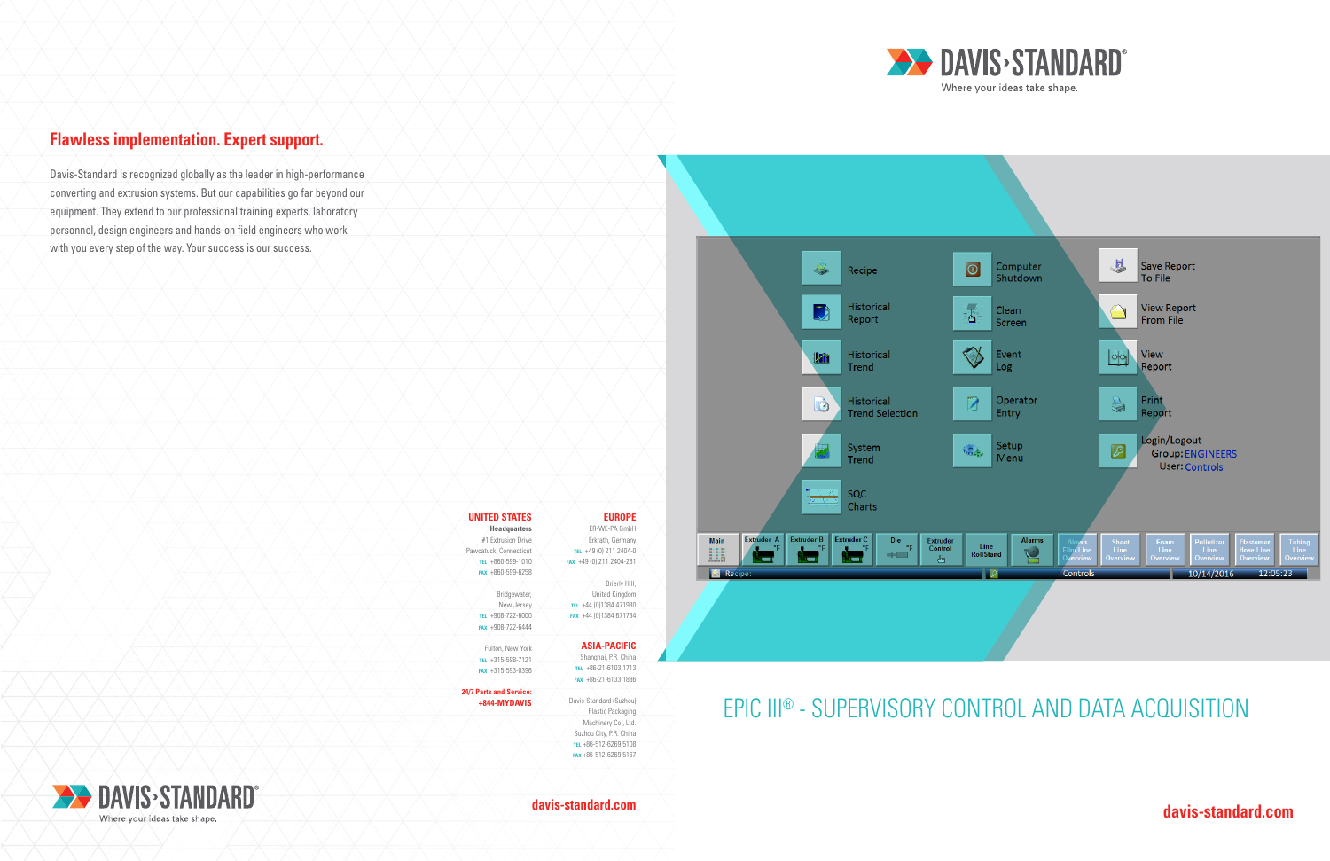## Flawless implementation. Expert support.

Davis-Standard is recognized globally as the leader in high-performance converting and extrusion systems. But our capabilities go far beyond our equipment. They extend to our professional training experts, laboratory personnel, design engineers and hands-on field engineers who work with you every step of the way. Your success is our success.

**UNITED STATES**

**Headquarters**
#1 Extrusion Drive
Pawcatuck, Connecticut
TEL +860-599-1010
FAX +860-599-6258

Bridgewater,
New Jersey
TEL +908-722-6000
FAX +908-722-6444

Fulton, New York
TEL +315-598-7121
FAX +315-593-0396

**24/7 Parts and Service:**
**+844-MYDAVIS**

**EUROPE**

ER-WE-PA GmbH
Erkrath, Germany
TEL +49 (0) 211 2404-0
FAX +49 (0) 211 2404-281

Brierly Hill,
United Kingdom
TEL +44 (0)1384 471930
FAX +44 (0)1384 671734

**ASIA-PACIFIC**

Shanghai, P.R. China
TEL +86-21-6103 1713
FAX +86-21-6133 1886

Davis-Standard (Suzhou)
Plastic Packaging
Machinery Co., Ltd.
Suzhou City, P.R. China
TEL +86-512-6269 5108
FAX +86-512-6269 5167

DAVIS-STANDARD®
Where your ideas take shape.

**davis-standard.com**

DAVIS-STANDARD®
Where your ideas take shape.

# EPIC III® - SUPERVISORY CONTROL AND DATA ACQUISITION

**davis-standard.com**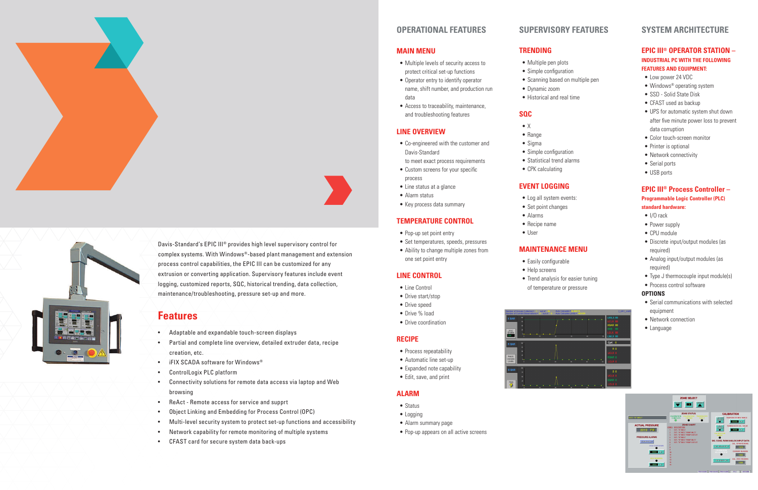Davis-Standard's EPIC III® provides high level supervisory control for complex systems. With Windows®-based plant management and extension process control capabilities, the EPIC III can be customized for any extrusion or converting application. Supervisory features include event logging, customized reports, SQC, historical trending, data collection, maintenance/troubleshooting, pressure set-up and more.

## Features

- Adaptable and expandable touch-screen displays
- Partial and complete line overview, detailed extruder data, recipe creation, etc.
- iFIX SCADA software for Windows®
- ControlLogix PLC platform
- Connectivity solutions for remote data access via laptop and Web browsing
- ReAct - Remote access for service and supprt
- Object Linking and Embedding for Process Control (OPC)
- Multi-level security system to protect set-up functions and accessibility
- Network capability for remote monitoring of multiple systems
- CFAST card for secure system data back-ups

## OPERATIONAL FEATURES

### MAIN MENU

- Multiple levels of security access to protect critical set-up functions
- Operator entry to identify operator name, shift number, and production run data
- Access to traceability, maintenance, and troubleshooting features

### LINE OVERVIEW

- Co-engineered with the customer and Davis-Standard to meet exact process requirements
- Custom screens for your specific process
- Line status at a glance
- Alarm status
- Key process data summary

### TEMPERATURE CONTROL

- Pop-up set point entry
- Set temperatures, speeds, pressures
- Ability to change multiple zones from one set point entry

### LINE CONTROL

- Line Control
- Drive start/stop
- Drive speed
- Drive % load
- Drive coordination

### RECIPE

- Process repeatability
- Automatic line set-up
- Expanded note capability
- Edit, save, and print

### ALARM

- Status
- Logging
- Alarm summary page
- Pop-up appears on all active screens

## SUPERVISORY FEATURES

### TRENDING

- Multiple pen plots
- Simple configuration
- Scanning based on multiple pen
- Dynamic zoom
- Historical and real time

### SQC

- X
- Range
- Sigma
- Simple configuration
- Statistical trend alarms
- CPK calculating

### EVENT LOGGING

- Log all system events:
- Set point changes
- Alarms
- Recipe name
- User

### MAINTENANCE MENU

- Easily configurable
- Help screens
- Trend analysis for easier tuning of temperature or pressure

## SYSTEM ARCHITECTURE

### EPIC III® OPERATOR STATION – INDUSTRIAL PC WITH THE FOLLOWING FEATURES AND EQUIPMENT:

- Low power 24 VDC
- Windows® operating system
- SSD - Solid State Disk
- CFAST used as backup
- UPS for automatic system shut down after five minute power loss to prevent data corruption
- Color touch-screen monitor
- Printer is optional
- Network connectivity
- Serial ports
- USB ports

### EPIC III® Process Controller – Programmable Logic Controller (PLC) standard hardware:

- I/O rack
- Power supply
- CPU module
- Discrete input/output modules (as required)
- Analog input/output modules (as required)
- Type J thermocouple input module(s)
- Process control software

**OPTIONS**

- Serial communications with selected equipment
- Network connection
- Language